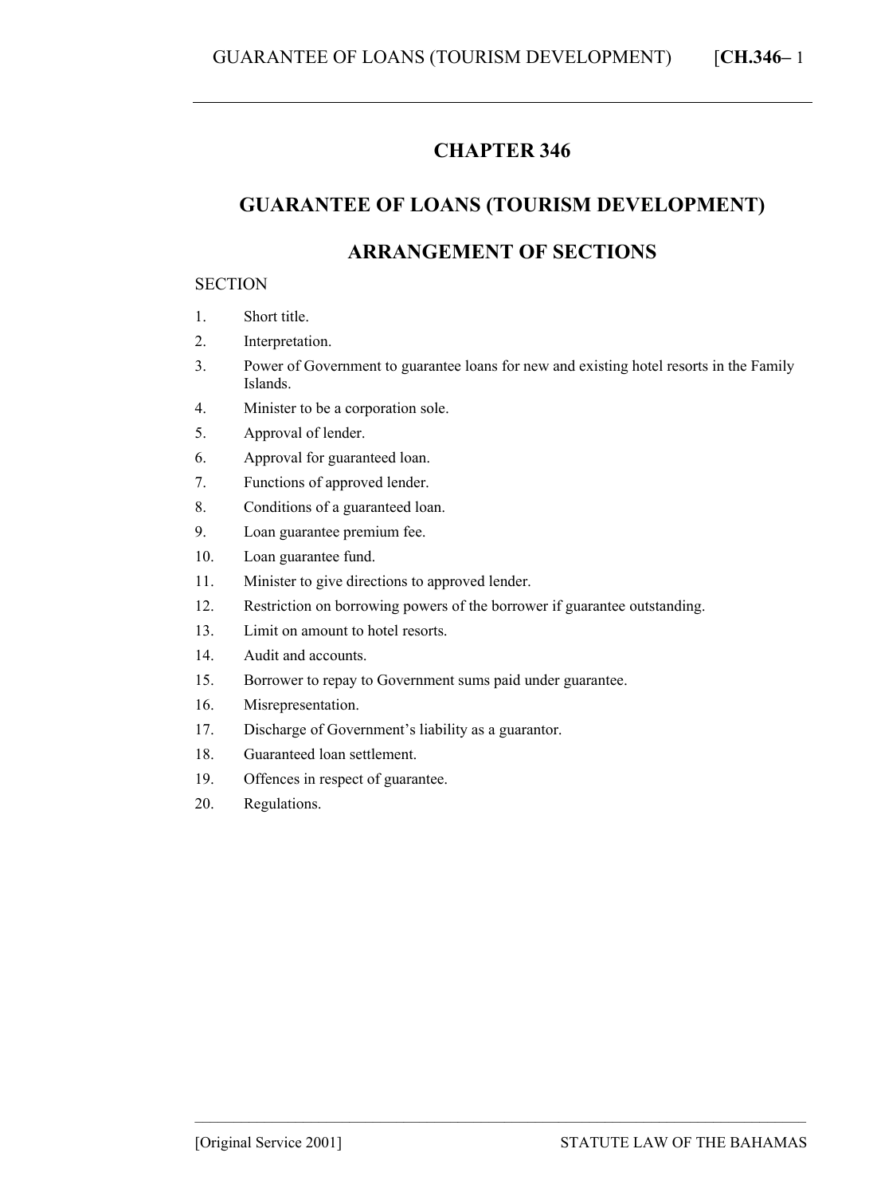# CHAPTER 346

# GUARANTEE OF LOANS (TOURISM DEVELOPMENT)

## ARRANGEMENT OF SECTIONS

SECTION

1. Short title.
2. Interpretation.
3. Power of Government to guarantee loans for new and existing hotel resorts in the Family Islands.
4. Minister to be a corporation sole.
5. Approval of lender.
6. Approval for guaranteed loan.
7. Functions of approved lender.
8. Conditions of a guaranteed loan.
9. Loan guarantee premium fee.
10. Loan guarantee fund.
11. Minister to give directions to approved lender.
12. Restriction on borrowing powers of the borrower if guarantee outstanding.
13. Limit on amount to hotel resorts.
14. Audit and accounts.
15. Borrower to repay to Government sums paid under guarantee.
16. Misrepresentation.
17. Discharge of Government's liability as a guarantor.
18. Guaranteed loan settlement.
19. Offences in respect of guarantee.
20. Regulations.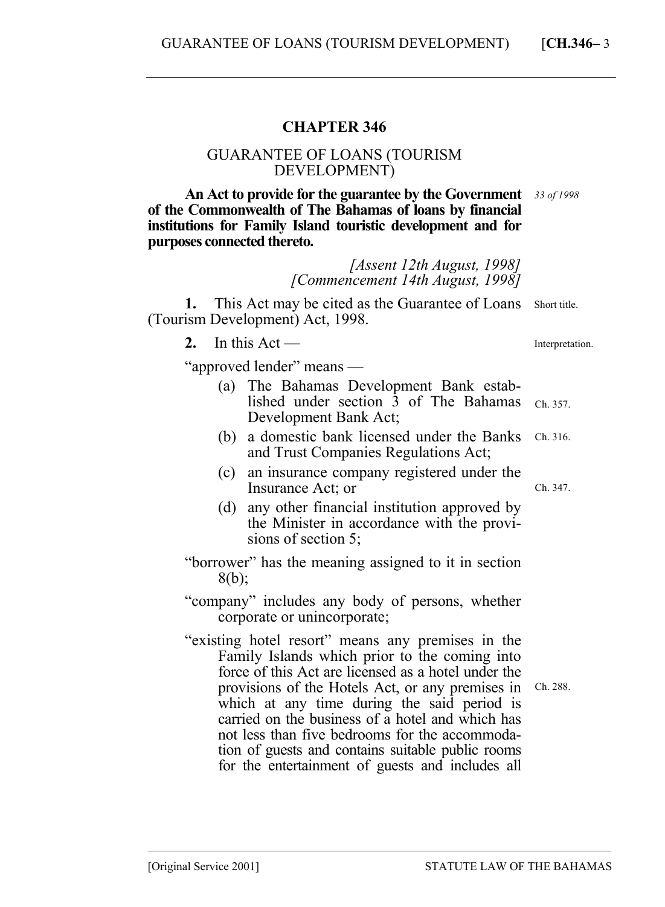# CHAPTER 346

## GUARANTEE OF LOANS (TOURISM DEVELOPMENT)

**An Act to provide for the guarantee by the Government of the Commonwealth of The Bahamas of loans by financial institutions for Family Island touristic development and for purposes connected thereto.** *33 of 1998*

*[Assent 12th August, 1998]*
*[Commencement 14th August, 1998]*

Short title.

**1.** This Act may be cited as the Guarantee of Loans (Tourism Development) Act, 1998.

Interpretation.

**2.** In this Act —

"approved lender" means —

(a) The Bahamas Development Bank established under section 3 of The Bahamas Development Bank Act; Ch. 357.

(b) a domestic bank licensed under the Banks and Trust Companies Regulations Act; Ch. 316.

(c) an insurance company registered under the Insurance Act; or Ch. 347.

(d) any other financial institution approved by the Minister in accordance with the provisions of section 5;

"borrower" has the meaning assigned to it in section 8(b);

"company" includes any body of persons, whether corporate or unincorporate;

"existing hotel resort" means any premises in the Family Islands which prior to the coming into force of this Act are licensed as a hotel under the provisions of the Hotels Act, or any premises in which at any time during the said period is carried on the business of a hotel and which has not less than five bedrooms for the accommodation of guests and contains suitable public rooms for the entertainment of guests and includes all Ch. 288.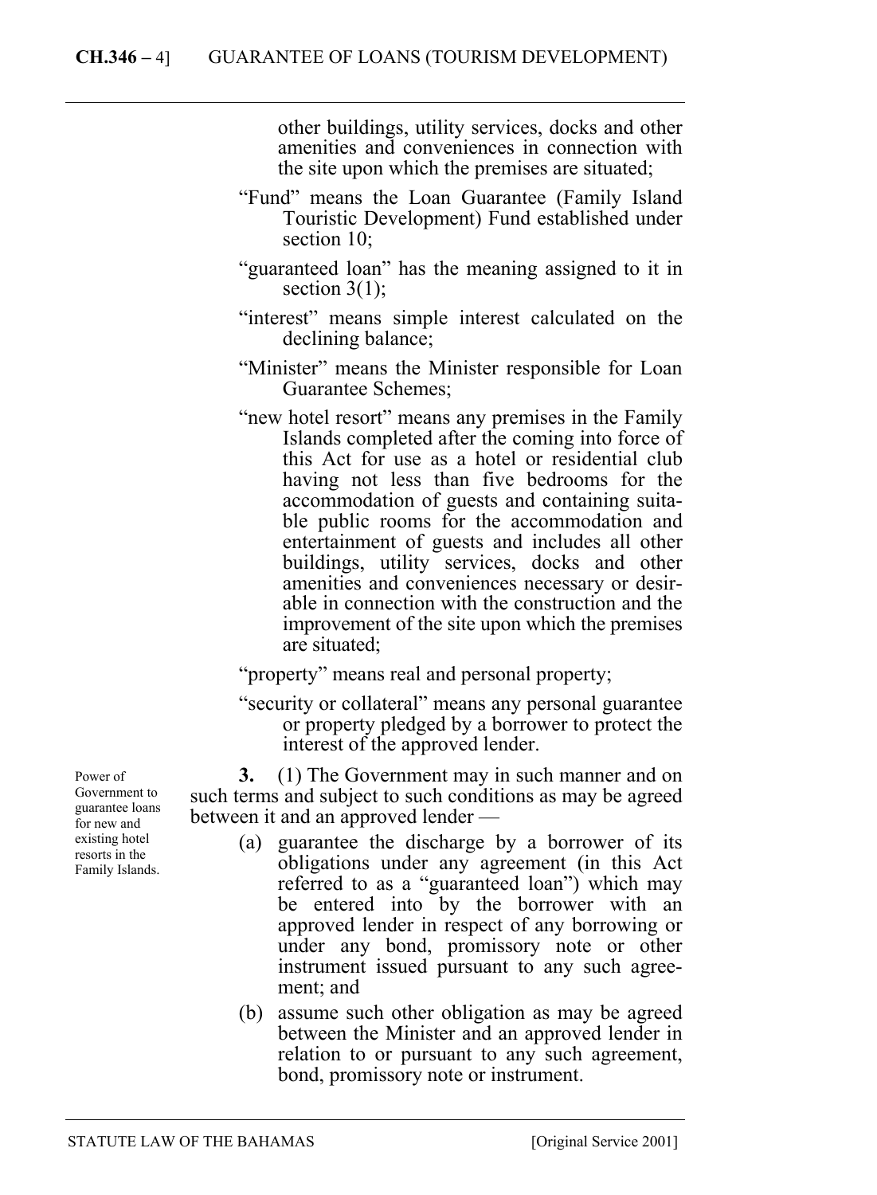other buildings, utility services, docks and other amenities and conveniences in connection with the site upon which the premises are situated;

"Fund" means the Loan Guarantee (Family Island Touristic Development) Fund established under section 10;

"guaranteed loan" has the meaning assigned to it in section 3(1);

"interest" means simple interest calculated on the declining balance;

"Minister" means the Minister responsible for Loan Guarantee Schemes;

"new hotel resort" means any premises in the Family Islands completed after the coming into force of this Act for use as a hotel or residential club having not less than five bedrooms for the accommodation of guests and containing suitable public rooms for the accommodation and entertainment of guests and includes all other buildings, utility services, docks and other amenities and conveniences necessary or desirable in connection with the construction and the improvement of the site upon which the premises are situated;

"property" means real and personal property;

"security or collateral" means any personal guarantee or property pledged by a borrower to protect the interest of the approved lender.

*Power of Government to guarantee loans for new and existing hotel resorts in the Family Islands.*

**3.** (1) The Government may in such manner and on such terms and subject to such conditions as may be agreed between it and an approved lender —

(a) guarantee the discharge by a borrower of its obligations under any agreement (in this Act referred to as a "guaranteed loan") which may be entered into by the borrower with an approved lender in respect of any borrowing or under any bond, promissory note or other instrument issued pursuant to any such agreement; and

(b) assume such other obligation as may be agreed between the Minister and an approved lender in relation to or pursuant to any such agreement, bond, promissory note or instrument.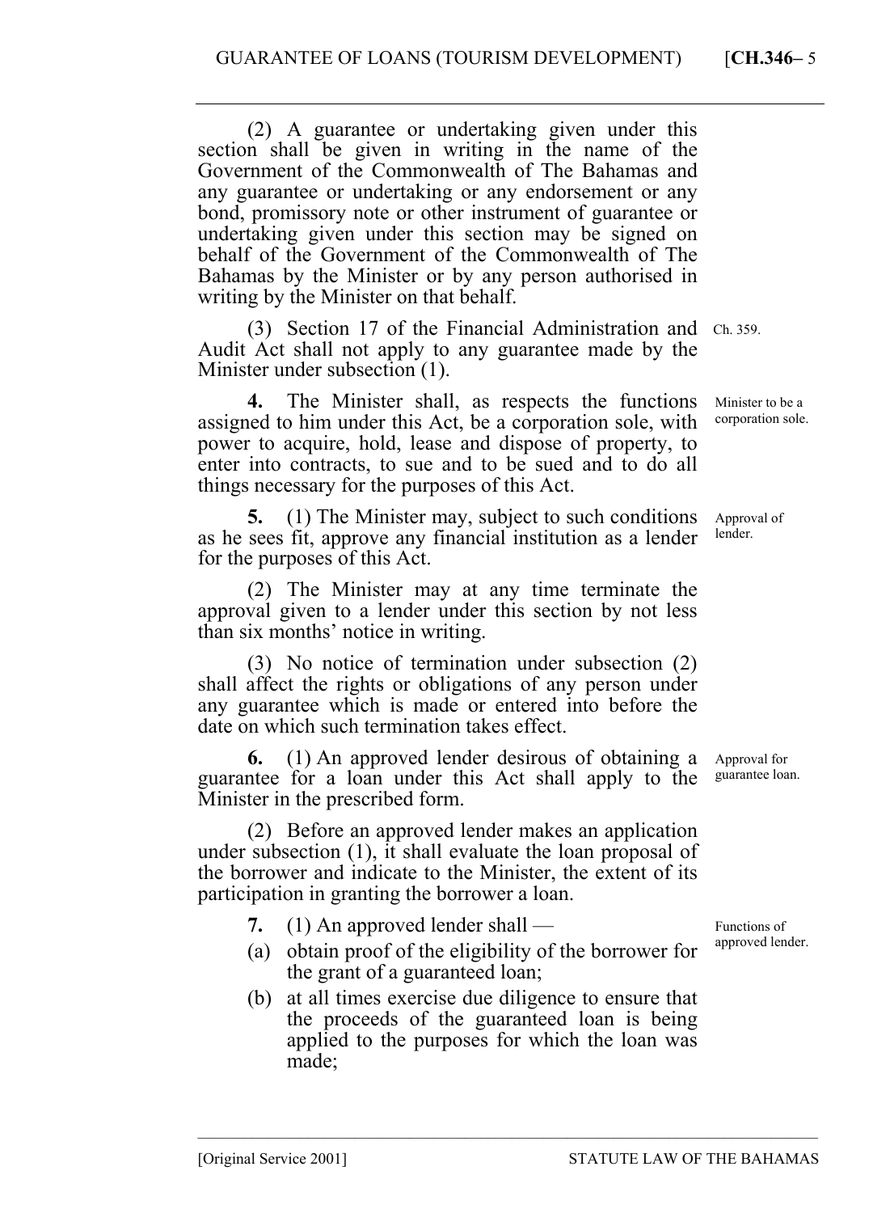(2) A guarantee or undertaking given under this section shall be given in writing in the name of the Government of the Commonwealth of The Bahamas and any guarantee or undertaking or any endorsement or any bond, promissory note or other instrument of guarantee or undertaking given under this section may be signed on behalf of the Government of the Commonwealth of The Bahamas by the Minister or by any person authorised in writing by the Minister on that behalf.

(3) Section 17 of the Financial Administration and Audit Act shall not apply to any guarantee made by the Minister under subsection (1). Ch. 359.

Minister to be a corporation sole.

**4.** The Minister shall, as respects the functions assigned to him under this Act, be a corporation sole, with power to acquire, hold, lease and dispose of property, to enter into contracts, to sue and to be sued and to do all things necessary for the purposes of this Act.

Approval of lender.

**5.** (1) The Minister may, subject to such conditions as he sees fit, approve any financial institution as a lender for the purposes of this Act.

(2) The Minister may at any time terminate the approval given to a lender under this section by not less than six months' notice in writing.

(3) No notice of termination under subsection (2) shall affect the rights or obligations of any person under any guarantee which is made or entered into before the date on which such termination takes effect.

Approval for guarantee loan.

**6.** (1) An approved lender desirous of obtaining a guarantee for a loan under this Act shall apply to the Minister in the prescribed form.

(2) Before an approved lender makes an application under subsection (1), it shall evaluate the loan proposal of the borrower and indicate to the Minister, the extent of its participation in granting the borrower a loan.

Functions of approved lender.

**7.** (1) An approved lender shall —

(a) obtain proof of the eligibility of the borrower for the grant of a guaranteed loan;

(b) at all times exercise due diligence to ensure that the proceeds of the guaranteed loan is being applied to the purposes for which the loan was made;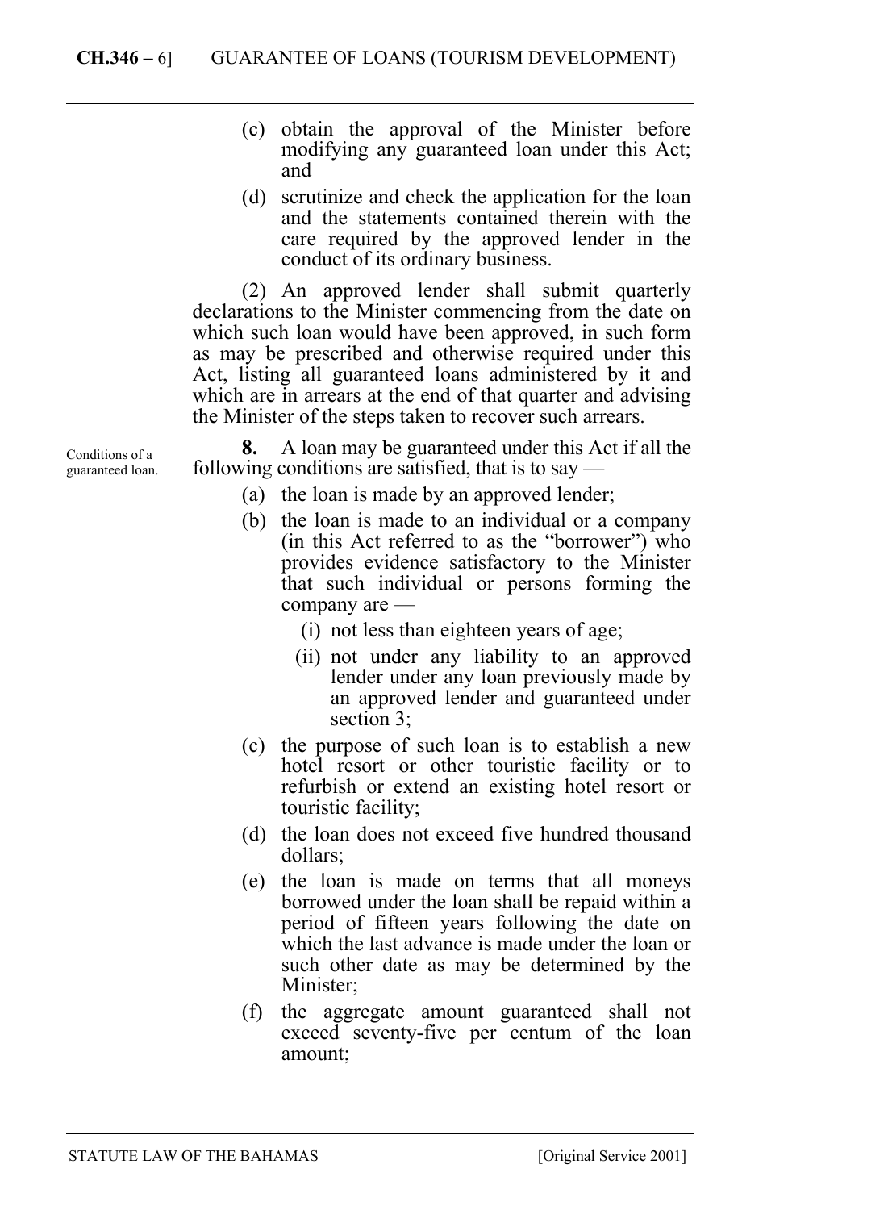(c) obtain the approval of the Minister before modifying any guaranteed loan under this Act; and

(d) scrutinize and check the application for the loan and the statements contained therein with the care required by the approved lender in the conduct of its ordinary business.

(2) An approved lender shall submit quarterly declarations to the Minister commencing from the date on which such loan would have been approved, in such form as may be prescribed and otherwise required under this Act, listing all guaranteed loans administered by it and which are in arrears at the end of that quarter and advising the Minister of the steps taken to recover such arrears.

Conditions of a guaranteed loan.

**8.** A loan may be guaranteed under this Act if all the following conditions are satisfied, that is to say —

(a) the loan is made by an approved lender;

(b) the loan is made to an individual or a company (in this Act referred to as the "borrower") who provides evidence satisfactory to the Minister that such individual or persons forming the company are —

  (i) not less than eighteen years of age;

  (ii) not under any liability to an approved lender under any loan previously made by an approved lender and guaranteed under section 3;

(c) the purpose of such loan is to establish a new hotel resort or other touristic facility or to refurbish or extend an existing hotel resort or touristic facility;

(d) the loan does not exceed five hundred thousand dollars;

(e) the loan is made on terms that all moneys borrowed under the loan shall be repaid within a period of fifteen years following the date on which the last advance is made under the loan or such other date as may be determined by the Minister;

(f) the aggregate amount guaranteed shall not exceed seventy-five per centum of the loan amount;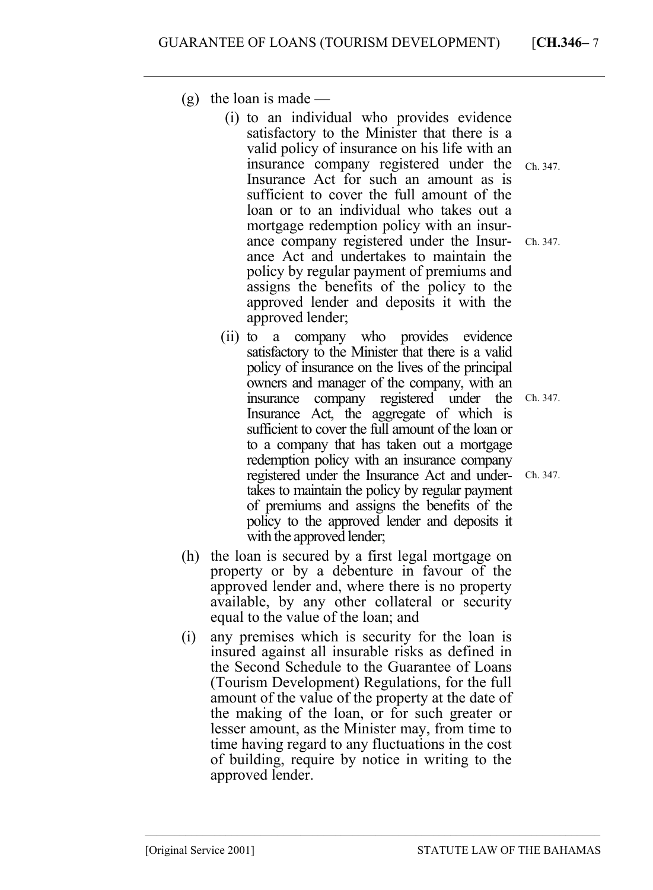(g) the loan is made —

  (i) to an individual who provides evidence satisfactory to the Minister that there is a valid policy of insurance on his life with an insurance company registered under the Insurance Act for such an amount as is sufficient to cover the full amount of the loan or to an individual who takes out a mortgage redemption policy with an insurance company registered under the Insurance Act and undertakes to maintain the policy by regular payment of premiums and assigns the benefits of the policy to the approved lender and deposits it with the approved lender;

  Ch. 347.

  Ch. 347.

  (ii) to a company who provides evidence satisfactory to the Minister that there is a valid policy of insurance on the lives of the principal owners and manager of the company, with an insurance company registered under the Insurance Act, the aggregate of which is sufficient to cover the full amount of the loan or to a company that has taken out a mortgage redemption policy with an insurance company registered under the Insurance Act and undertakes to maintain the policy by regular payment of premiums and assigns the benefits of the policy to the approved lender and deposits it with the approved lender;

  Ch. 347.

  Ch. 347.

(h) the loan is secured by a first legal mortgage on property or by a debenture in favour of the approved lender and, where there is no property available, by any other collateral or security equal to the value of the loan; and

(i) any premises which is security for the loan is insured against all insurable risks as defined in the Second Schedule to the Guarantee of Loans (Tourism Development) Regulations, for the full amount of the value of the property at the date of the making of the loan, or for such greater or lesser amount, as the Minister may, from time to time having regard to any fluctuations in the cost of building, require by notice in writing to the approved lender.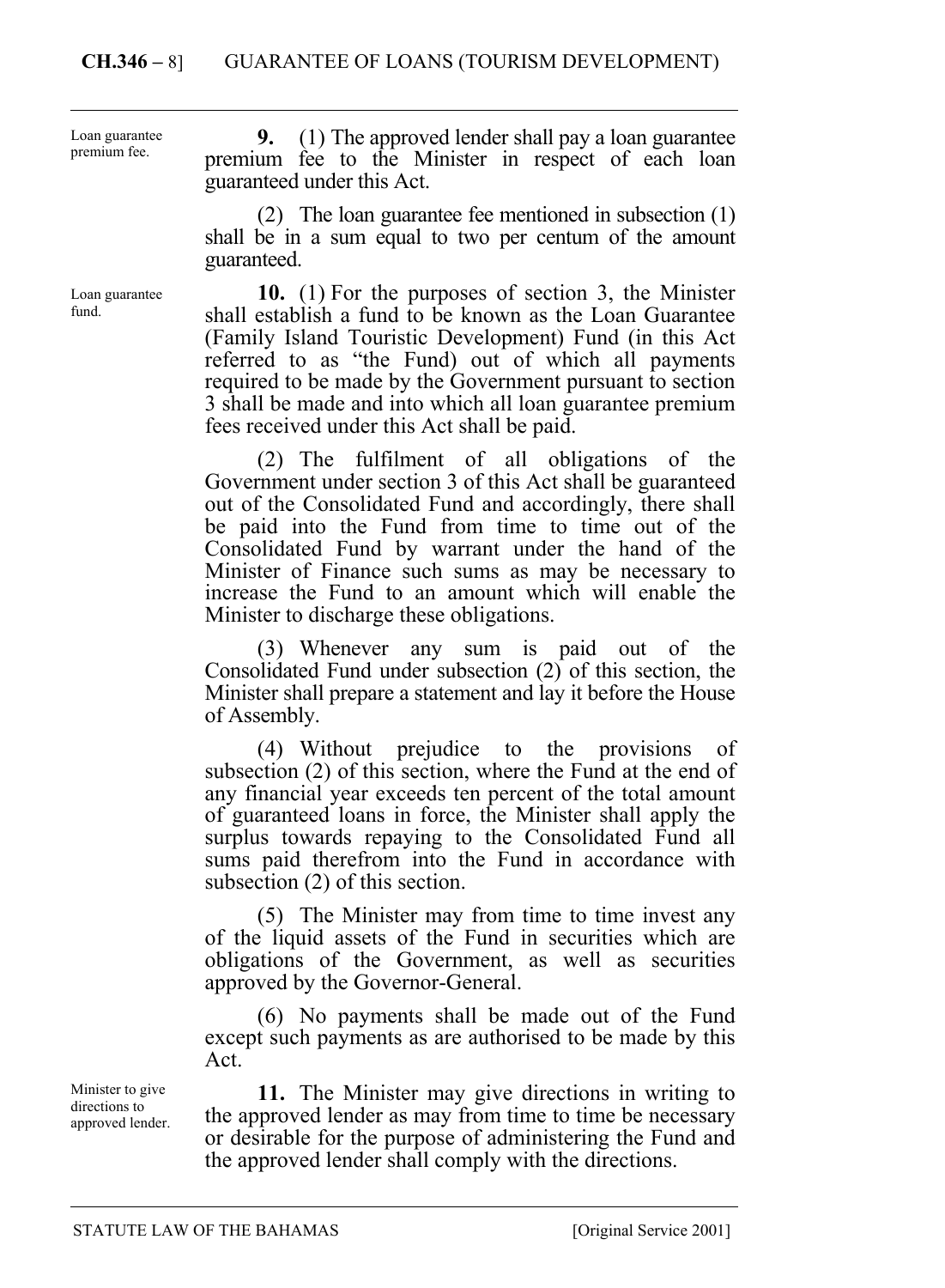Loan guarantee premium fee.

**9.** (1) The approved lender shall pay a loan guarantee premium fee to the Minister in respect of each loan guaranteed under this Act.

(2) The loan guarantee fee mentioned in subsection (1) shall be in a sum equal to two per centum of the amount guaranteed.

Loan guarantee fund.

**10.** (1) For the purposes of section 3, the Minister shall establish a fund to be known as the Loan Guarantee (Family Island Touristic Development) Fund (in this Act referred to as "the Fund) out of which all payments required to be made by the Government pursuant to section 3 shall be made and into which all loan guarantee premium fees received under this Act shall be paid.

(2) The fulfilment of all obligations of the Government under section 3 of this Act shall be guaranteed out of the Consolidated Fund and accordingly, there shall be paid into the Fund from time to time out of the Consolidated Fund by warrant under the hand of the Minister of Finance such sums as may be necessary to increase the Fund to an amount which will enable the Minister to discharge these obligations.

(3) Whenever any sum is paid out of the Consolidated Fund under subsection (2) of this section, the Minister shall prepare a statement and lay it before the House of Assembly.

(4) Without prejudice to the provisions of subsection (2) of this section, where the Fund at the end of any financial year exceeds ten percent of the total amount of guaranteed loans in force, the Minister shall apply the surplus towards repaying to the Consolidated Fund all sums paid therefrom into the Fund in accordance with subsection (2) of this section.

(5) The Minister may from time to time invest any of the liquid assets of the Fund in securities which are obligations of the Government, as well as securities approved by the Governor-General.

(6) No payments shall be made out of the Fund except such payments as are authorised to be made by this Act.

Minister to give directions to approved lender.

**11.** The Minister may give directions in writing to the approved lender as may from time to time be necessary or desirable for the purpose of administering the Fund and the approved lender shall comply with the directions.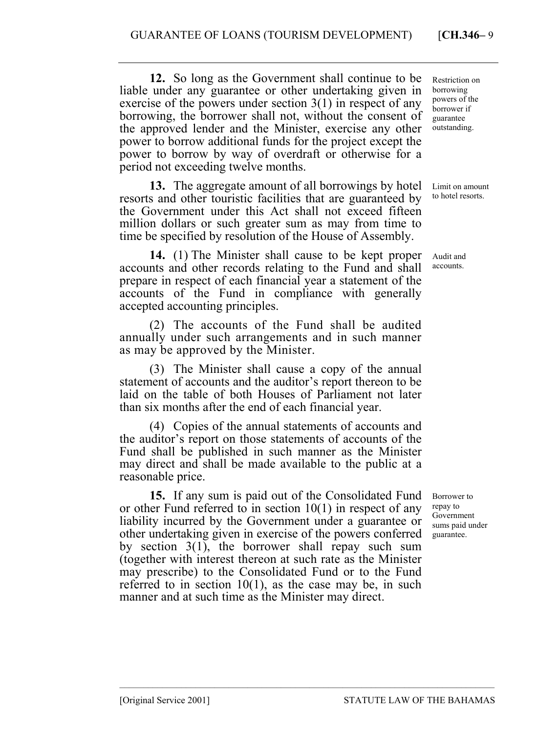**12.** So long as the Government shall continue to be liable under any guarantee or other undertaking given in exercise of the powers under section 3(1) in respect of any borrowing, the borrower shall not, without the consent of the approved lender and the Minister, exercise any other power to borrow additional funds for the project except the power to borrow by way of overdraft or otherwise for a period not exceeding twelve months.

*Restriction on borrowing powers of the borrower if guarantee outstanding.*

**13.** The aggregate amount of all borrowings by hotel resorts and other touristic facilities that are guaranteed by the Government under this Act shall not exceed fifteen million dollars or such greater sum as may from time to time be specified by resolution of the House of Assembly.

*Limit on amount to hotel resorts.*

**14.** (1) The Minister shall cause to be kept proper accounts and other records relating to the Fund and shall prepare in respect of each financial year a statement of the accounts of the Fund in compliance with generally accepted accounting principles.

*Audit and accounts.*

(2) The accounts of the Fund shall be audited annually under such arrangements and in such manner as may be approved by the Minister.

(3) The Minister shall cause a copy of the annual statement of accounts and the auditor's report thereon to be laid on the table of both Houses of Parliament not later than six months after the end of each financial year.

(4) Copies of the annual statements of accounts and the auditor's report on those statements of accounts of the Fund shall be published in such manner as the Minister may direct and shall be made available to the public at a reasonable price.

**15.** If any sum is paid out of the Consolidated Fund or other Fund referred to in section 10(1) in respect of any liability incurred by the Government under a guarantee or other undertaking given in exercise of the powers conferred by section 3(1), the borrower shall repay such sum (together with interest thereon at such rate as the Minister may prescribe) to the Consolidated Fund or to the Fund referred to in section 10(1), as the case may be, in such manner and at such time as the Minister may direct.

*Borrower to repay to Government sums paid under guarantee.*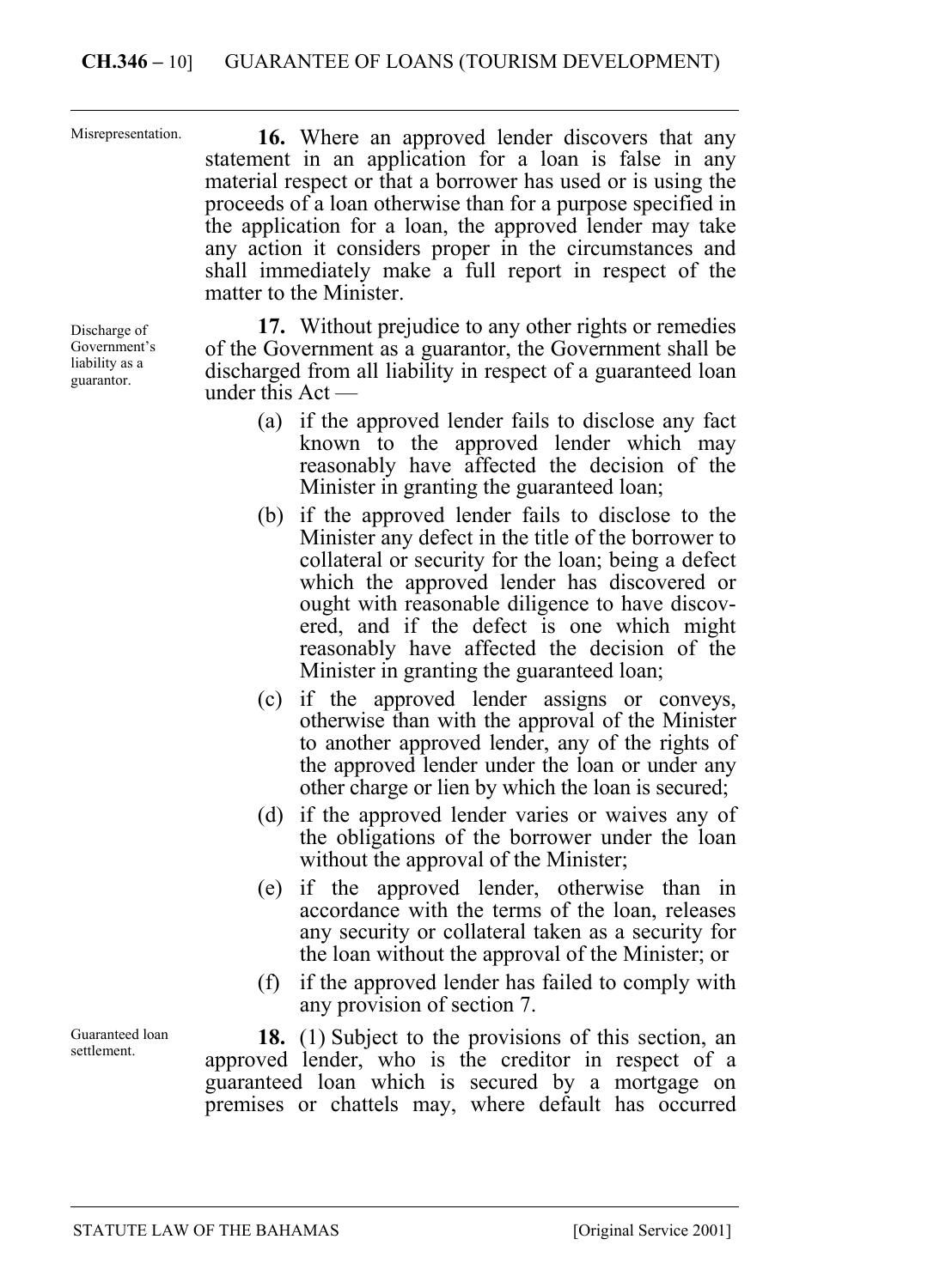Misrepresentation.

**16.** Where an approved lender discovers that any statement in an application for a loan is false in any material respect or that a borrower has used or is using the proceeds of a loan otherwise than for a purpose specified in the application for a loan, the approved lender may take any action it considers proper in the circumstances and shall immediately make a full report in respect of the matter to the Minister.

Discharge of Government's liability as a guarantor.

**17.** Without prejudice to any other rights or remedies of the Government as a guarantor, the Government shall be discharged from all liability in respect of a guaranteed loan under this Act —

(a) if the approved lender fails to disclose any fact known to the approved lender which may reasonably have affected the decision of the Minister in granting the guaranteed loan;

(b) if the approved lender fails to disclose to the Minister any defect in the title of the borrower to collateral or security for the loan; being a defect which the approved lender has discovered or ought with reasonable diligence to have discovered, and if the defect is one which might reasonably have affected the decision of the Minister in granting the guaranteed loan;

(c) if the approved lender assigns or conveys, otherwise than with the approval of the Minister to another approved lender, any of the rights of the approved lender under the loan or under any other charge or lien by which the loan is secured;

(d) if the approved lender varies or waives any of the obligations of the borrower under the loan without the approval of the Minister;

(e) if the approved lender, otherwise than in accordance with the terms of the loan, releases any security or collateral taken as a security for the loan without the approval of the Minister; or

(f) if the approved lender has failed to comply with any provision of section 7.

Guaranteed loan settlement.

**18.** (1) Subject to the provisions of this section, an approved lender, who is the creditor in respect of a guaranteed loan which is secured by a mortgage on premises or chattels may, where default has occurred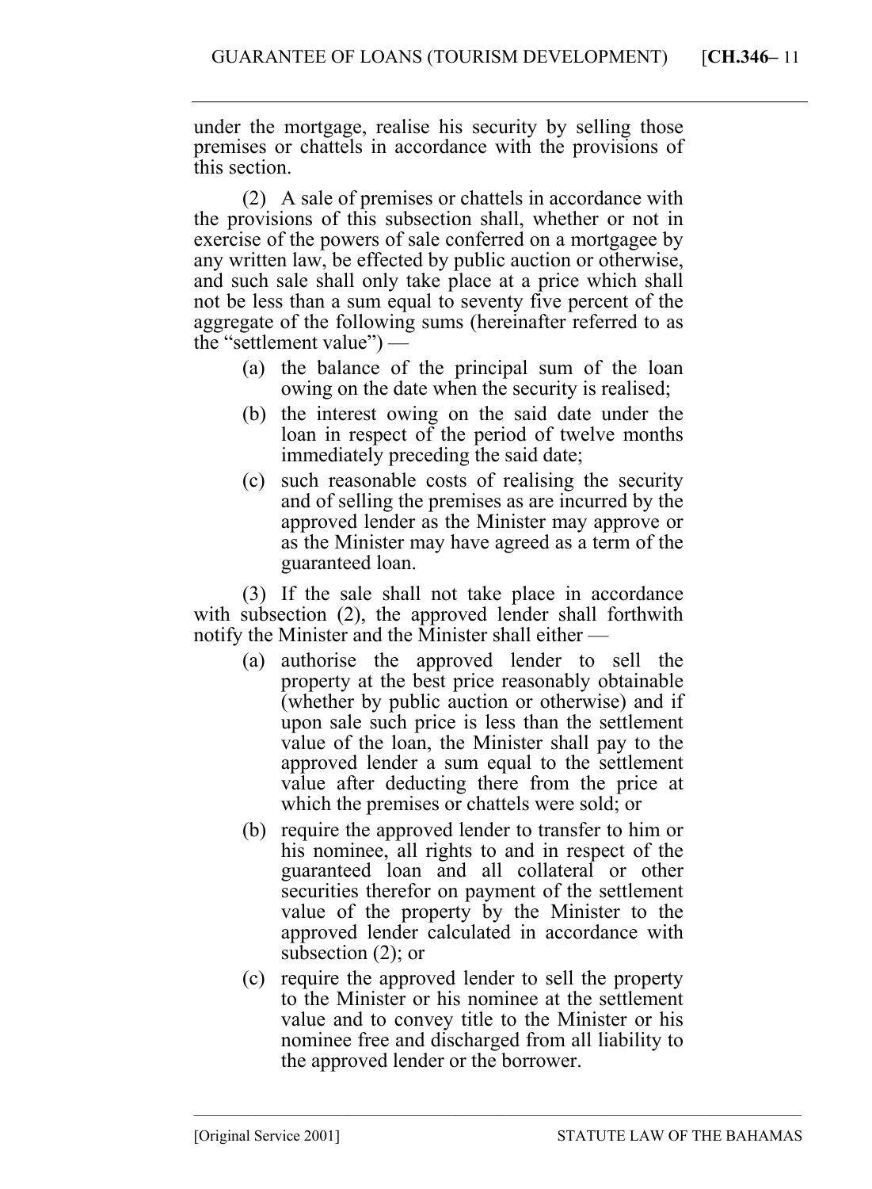under the mortgage, realise his security by selling those premises or chattels in accordance with the provisions of this section.

(2) A sale of premises or chattels in accordance with the provisions of this subsection shall, whether or not in exercise of the powers of sale conferred on a mortgagee by any written law, be effected by public auction or otherwise, and such sale shall only take place at a price which shall not be less than a sum equal to seventy five percent of the aggregate of the following sums (hereinafter referred to as the "settlement value") —

(a) the balance of the principal sum of the loan owing on the date when the security is realised;

(b) the interest owing on the said date under the loan in respect of the period of twelve months immediately preceding the said date;

(c) such reasonable costs of realising the security and of selling the premises as are incurred by the approved lender as the Minister may approve or as the Minister may have agreed as a term of the guaranteed loan.

(3) If the sale shall not take place in accordance with subsection (2), the approved lender shall forthwith notify the Minister and the Minister shall either —

(a) authorise the approved lender to sell the property at the best price reasonably obtainable (whether by public auction or otherwise) and if upon sale such price is less than the settlement value of the loan, the Minister shall pay to the approved lender a sum equal to the settlement value after deducting there from the price at which the premises or chattels were sold; or

(b) require the approved lender to transfer to him or his nominee, all rights to and in respect of the guaranteed loan and all collateral or other securities therefor on payment of the settlement value of the property by the Minister to the approved lender calculated in accordance with subsection (2); or

(c) require the approved lender to sell the property to the Minister or his nominee at the settlement value and to convey title to the Minister or his nominee free and discharged from all liability to the approved lender or the borrower.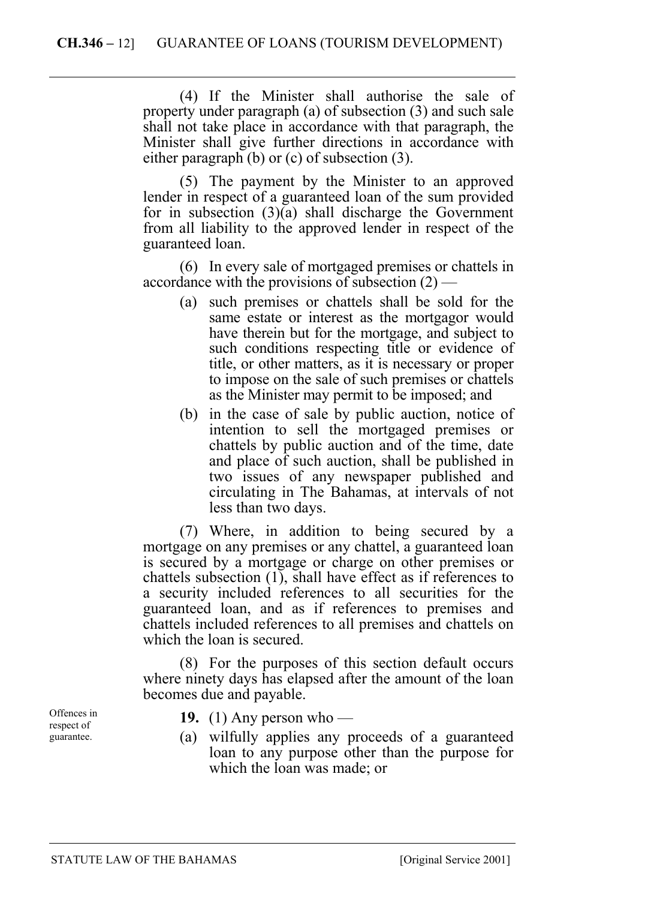(4) If the Minister shall authorise the sale of property under paragraph (a) of subsection (3) and such sale shall not take place in accordance with that paragraph, the Minister shall give further directions in accordance with either paragraph (b) or (c) of subsection (3).

(5) The payment by the Minister to an approved lender in respect of a guaranteed loan of the sum provided for in subsection (3)(a) shall discharge the Government from all liability to the approved lender in respect of the guaranteed loan.

(6) In every sale of mortgaged premises or chattels in accordance with the provisions of subsection (2) —

- (a) such premises or chattels shall be sold for the same estate or interest as the mortgagor would have therein but for the mortgage, and subject to such conditions respecting title or evidence of title, or other matters, as it is necessary or proper to impose on the sale of such premises or chattels as the Minister may permit to be imposed; and
- (b) in the case of sale by public auction, notice of intention to sell the mortgaged premises or chattels by public auction and of the time, date and place of such auction, shall be published in two issues of any newspaper published and circulating in The Bahamas, at intervals of not less than two days.

(7) Where, in addition to being secured by a mortgage on any premises or any chattel, a guaranteed loan is secured by a mortgage or charge on other premises or chattels subsection (1), shall have effect as if references to a security included references to all securities for the guaranteed loan, and as if references to premises and chattels included references to all premises and chattels on which the loan is secured.

(8) For the purposes of this section default occurs where ninety days has elapsed after the amount of the loan becomes due and payable.

Offences in respect of guarantee.

**19.** (1) Any person who —

- (a) wilfully applies any proceeds of a guaranteed loan to any purpose other than the purpose for which the loan was made; or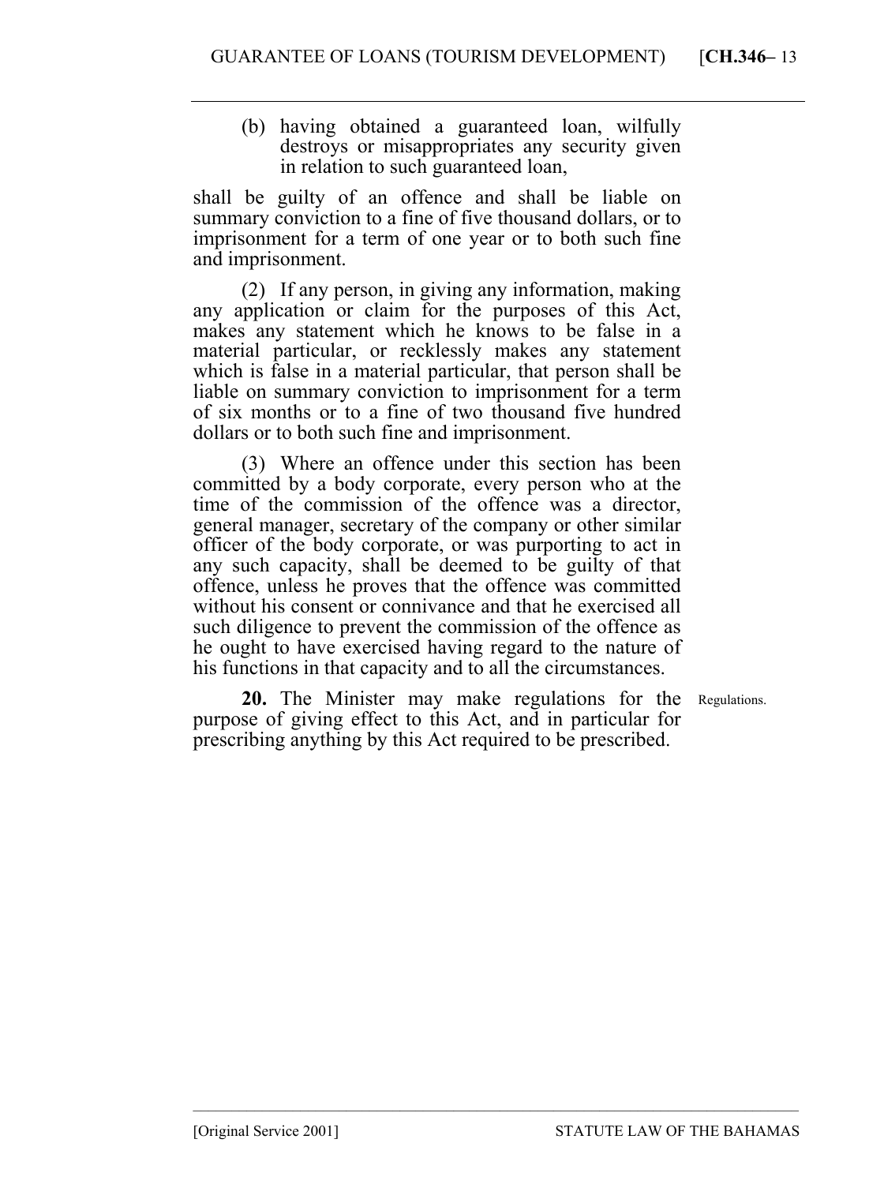(b) having obtained a guaranteed loan, wilfully destroys or misappropriates any security given in relation to such guaranteed loan,

shall be guilty of an offence and shall be liable on summary conviction to a fine of five thousand dollars, or to imprisonment for a term of one year or to both such fine and imprisonment.

(2) If any person, in giving any information, making any application or claim for the purposes of this Act, makes any statement which he knows to be false in a material particular, or recklessly makes any statement which is false in a material particular, that person shall be liable on summary conviction to imprisonment for a term of six months or to a fine of two thousand five hundred dollars or to both such fine and imprisonment.

(3) Where an offence under this section has been committed by a body corporate, every person who at the time of the commission of the offence was a director, general manager, secretary of the company or other similar officer of the body corporate, or was purporting to act in any such capacity, shall be deemed to be guilty of that offence, unless he proves that the offence was committed without his consent or connivance and that he exercised all such diligence to prevent the commission of the offence as he ought to have exercised having regard to the nature of his functions in that capacity and to all the circumstances.

Regulations.

**20.** The Minister may make regulations for the purpose of giving effect to this Act, and in particular for prescribing anything by this Act required to be prescribed.